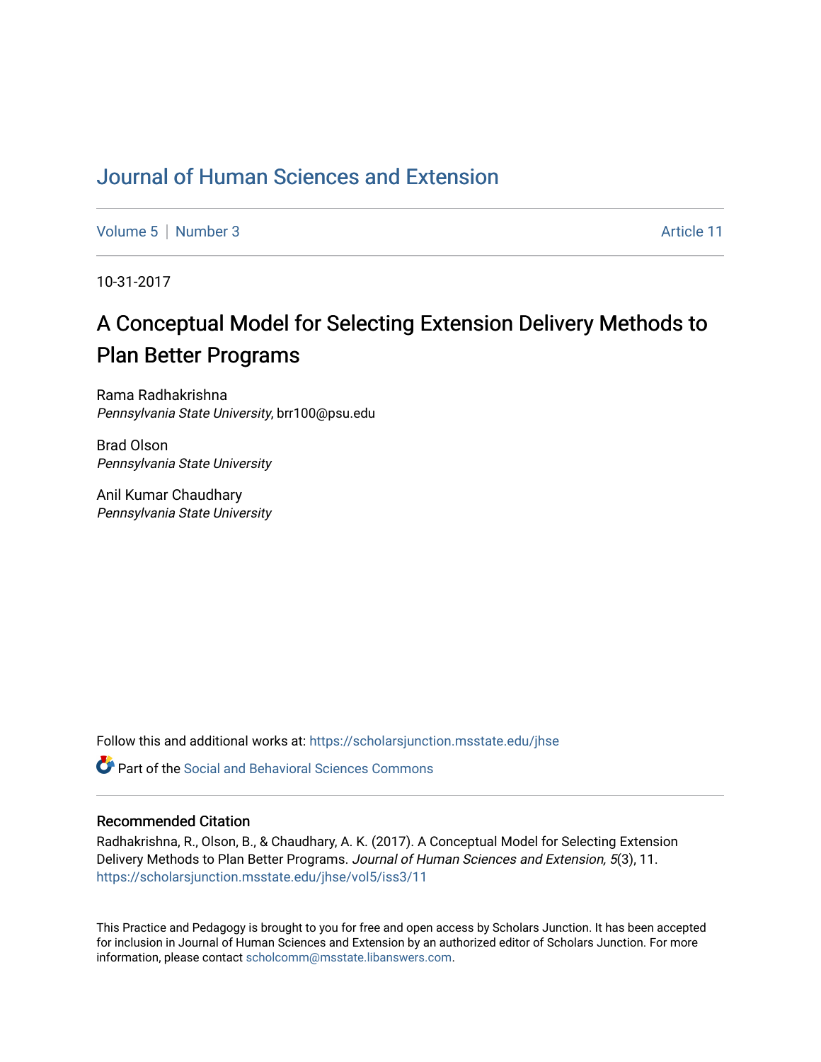# Journal of Human Sciences and Extension

Volume 5 | Number 3 Article 11

10-31-2017

## A Conceptual Model for Selecting Extension Delivery Methods to Plan Better Programs

Rama Radhakrishna
*Pennsylvania State University*, brr100@psu.edu

Brad Olson
*Pennsylvania State University*

Anil Kumar Chaudhary
*Pennsylvania State University*

Follow this and additional works at: https://scholarsjunction.msstate.edu/jhse

Part of the Social and Behavioral Sciences Commons

### Recommended Citation

Radhakrishna, R., Olson, B., & Chaudhary, A. K. (2017). A Conceptual Model for Selecting Extension Delivery Methods to Plan Better Programs. *Journal of Human Sciences and Extension, 5*(3), 11. https://scholarsjunction.msstate.edu/jhse/vol5/iss3/11

This Practice and Pedagogy is brought to you for free and open access by Scholars Junction. It has been accepted for inclusion in Journal of Human Sciences and Extension by an authorized editor of Scholars Junction. For more information, please contact scholcomm@msstate.libanswers.com.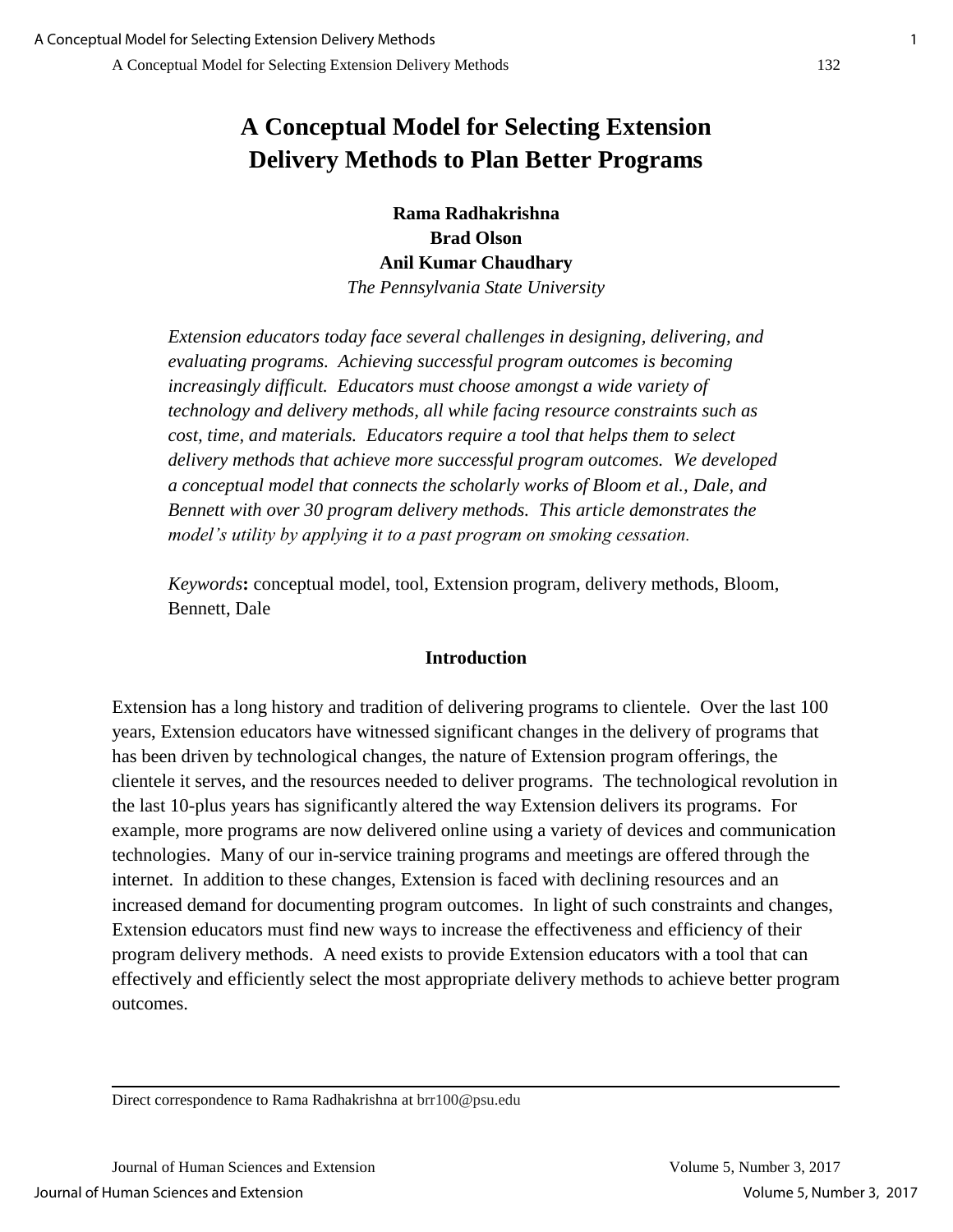# A Conceptual Model for Selecting Extension Delivery Methods to Plan Better Programs

**Rama Radhakrishna**
**Brad Olson**
**Anil Kumar Chaudhary**
*The Pennsylvania State University*

*Extension educators today face several challenges in designing, delivering, and evaluating programs. Achieving successful program outcomes is becoming increasingly difficult. Educators must choose amongst a wide variety of technology and delivery methods, all while facing resource constraints such as cost, time, and materials. Educators require a tool that helps them to select delivery methods that achieve more successful program outcomes. We developed a conceptual model that connects the scholarly works of Bloom et al., Dale, and Bennett with over 30 program delivery methods. This article demonstrates the model's utility by applying it to a past program on smoking cessation.*

*Keywords*: conceptual model, tool, Extension program, delivery methods, Bloom, Bennett, Dale

## Introduction

Extension has a long history and tradition of delivering programs to clientele. Over the last 100 years, Extension educators have witnessed significant changes in the delivery of programs that has been driven by technological changes, the nature of Extension program offerings, the clientele it serves, and the resources needed to deliver programs. The technological revolution in the last 10-plus years has significantly altered the way Extension delivers its programs. For example, more programs are now delivered online using a variety of devices and communication technologies. Many of our in-service training programs and meetings are offered through the internet. In addition to these changes, Extension is faced with declining resources and an increased demand for documenting program outcomes. In light of such constraints and changes, Extension educators must find new ways to increase the effectiveness and efficiency of their program delivery methods. A need exists to provide Extension educators with a tool that can effectively and efficiently select the most appropriate delivery methods to achieve better program outcomes.

---

Direct correspondence to Rama Radhakrishna at brr100@psu.edu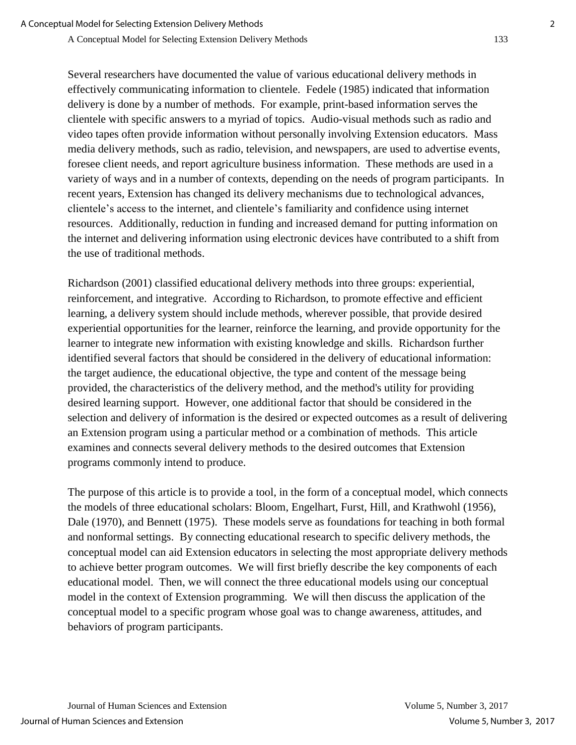Several researchers have documented the value of various educational delivery methods in effectively communicating information to clientele. Fedele (1985) indicated that information delivery is done by a number of methods. For example, print-based information serves the clientele with specific answers to a myriad of topics. Audio-visual methods such as radio and video tapes often provide information without personally involving Extension educators. Mass media delivery methods, such as radio, television, and newspapers, are used to advertise events, foresee client needs, and report agriculture business information. These methods are used in a variety of ways and in a number of contexts, depending on the needs of program participants. In recent years, Extension has changed its delivery mechanisms due to technological advances, clientele's access to the internet, and clientele's familiarity and confidence using internet resources. Additionally, reduction in funding and increased demand for putting information on the internet and delivering information using electronic devices have contributed to a shift from the use of traditional methods.

Richardson (2001) classified educational delivery methods into three groups: experiential, reinforcement, and integrative. According to Richardson, to promote effective and efficient learning, a delivery system should include methods, wherever possible, that provide desired experiential opportunities for the learner, reinforce the learning, and provide opportunity for the learner to integrate new information with existing knowledge and skills. Richardson further identified several factors that should be considered in the delivery of educational information: the target audience, the educational objective, the type and content of the message being provided, the characteristics of the delivery method, and the method's utility for providing desired learning support. However, one additional factor that should be considered in the selection and delivery of information is the desired or expected outcomes as a result of delivering an Extension program using a particular method or a combination of methods. This article examines and connects several delivery methods to the desired outcomes that Extension programs commonly intend to produce.

The purpose of this article is to provide a tool, in the form of a conceptual model, which connects the models of three educational scholars: Bloom, Engelhart, Furst, Hill, and Krathwohl (1956), Dale (1970), and Bennett (1975). These models serve as foundations for teaching in both formal and nonformal settings. By connecting educational research to specific delivery methods, the conceptual model can aid Extension educators in selecting the most appropriate delivery methods to achieve better program outcomes. We will first briefly describe the key components of each educational model. Then, we will connect the three educational models using our conceptual model in the context of Extension programming. We will then discuss the application of the conceptual model to a specific program whose goal was to change awareness, attitudes, and behaviors of program participants.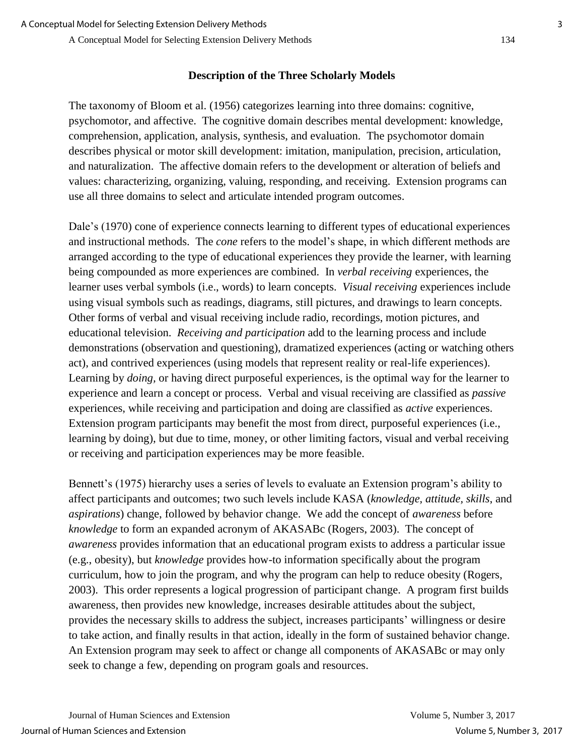## Description of the Three Scholarly Models

The taxonomy of Bloom et al. (1956) categorizes learning into three domains: cognitive, psychomotor, and affective. The cognitive domain describes mental development: knowledge, comprehension, application, analysis, synthesis, and evaluation. The psychomotor domain describes physical or motor skill development: imitation, manipulation, precision, articulation, and naturalization. The affective domain refers to the development or alteration of beliefs and values: characterizing, organizing, valuing, responding, and receiving. Extension programs can use all three domains to select and articulate intended program outcomes.

Dale's (1970) cone of experience connects learning to different types of educational experiences and instructional methods. The *cone* refers to the model's shape, in which different methods are arranged according to the type of educational experiences they provide the learner, with learning being compounded as more experiences are combined. In *verbal receiving* experiences, the learner uses verbal symbols (i.e., words) to learn concepts. *Visual receiving* experiences include using visual symbols such as readings, diagrams, still pictures, and drawings to learn concepts. Other forms of verbal and visual receiving include radio, recordings, motion pictures, and educational television. *Receiving and participation* add to the learning process and include demonstrations (observation and questioning), dramatized experiences (acting or watching others act), and contrived experiences (using models that represent reality or real-life experiences). Learning by *doing*, or having direct purposeful experiences, is the optimal way for the learner to experience and learn a concept or process. Verbal and visual receiving are classified as *passive* experiences, while receiving and participation and doing are classified as *active* experiences. Extension program participants may benefit the most from direct, purposeful experiences (i.e., learning by doing), but due to time, money, or other limiting factors, visual and verbal receiving or receiving and participation experiences may be more feasible.

Bennett's (1975) hierarchy uses a series of levels to evaluate an Extension program's ability to affect participants and outcomes; two such levels include KASA (*knowledge, attitude, skills*, and *aspirations*) change, followed by behavior change. We add the concept of *awareness* before *knowledge* to form an expanded acronym of AKASABc (Rogers, 2003). The concept of *awareness* provides information that an educational program exists to address a particular issue (e.g., obesity), but *knowledge* provides how-to information specifically about the program curriculum, how to join the program, and why the program can help to reduce obesity (Rogers, 2003). This order represents a logical progression of participant change. A program first builds awareness, then provides new knowledge, increases desirable attitudes about the subject, provides the necessary skills to address the subject, increases participants' willingness or desire to take action, and finally results in that action, ideally in the form of sustained behavior change. An Extension program may seek to affect or change all components of AKASABc or may only seek to change a few, depending on program goals and resources.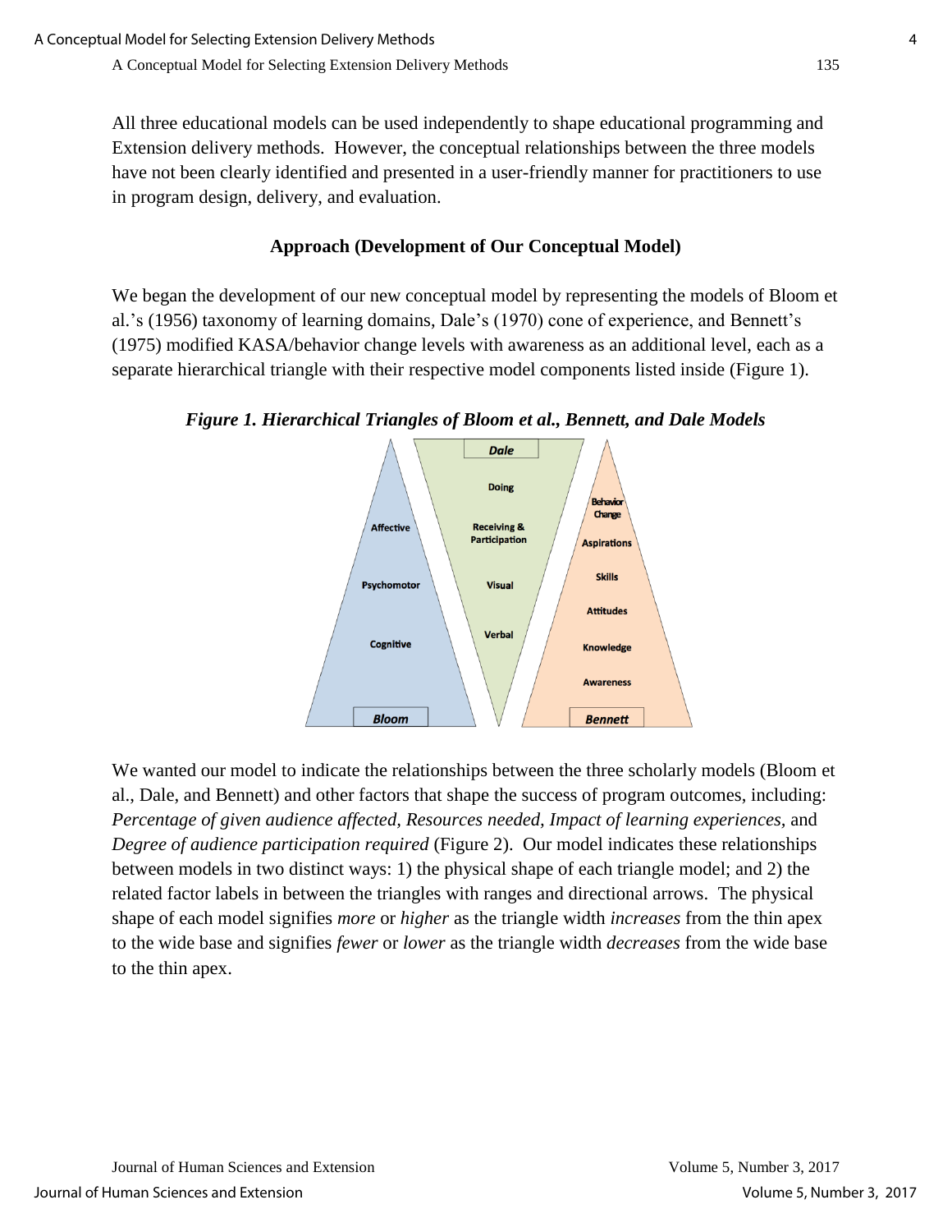All three educational models can be used independently to shape educational programming and Extension delivery methods. However, the conceptual relationships between the three models have not been clearly identified and presented in a user-friendly manner for practitioners to use in program design, delivery, and evaluation.

## Approach (Development of Our Conceptual Model)

We began the development of our new conceptual model by representing the models of Bloom et al.'s (1956) taxonomy of learning domains, Dale's (1970) cone of experience, and Bennett's (1975) modified KASA/behavior change levels with awareness as an additional level, each as a separate hierarchical triangle with their respective model components listed inside (Figure 1).

***Figure 1. Hierarchical Triangles of Bloom et al., Bennett, and Dale Models***

We wanted our model to indicate the relationships between the three scholarly models (Bloom et al., Dale, and Bennett) and other factors that shape the success of program outcomes, including: *Percentage of given audience affected, Resources needed, Impact of learning experiences,* and *Degree of audience participation required* (Figure 2). Our model indicates these relationships between models in two distinct ways: 1) the physical shape of each triangle model; and 2) the related factor labels in between the triangles with ranges and directional arrows. The physical shape of each model signifies *more* or *higher* as the triangle width *increases* from the thin apex to the wide base and signifies *fewer* or *lower* as the triangle width *decreases* from the wide base to the thin apex.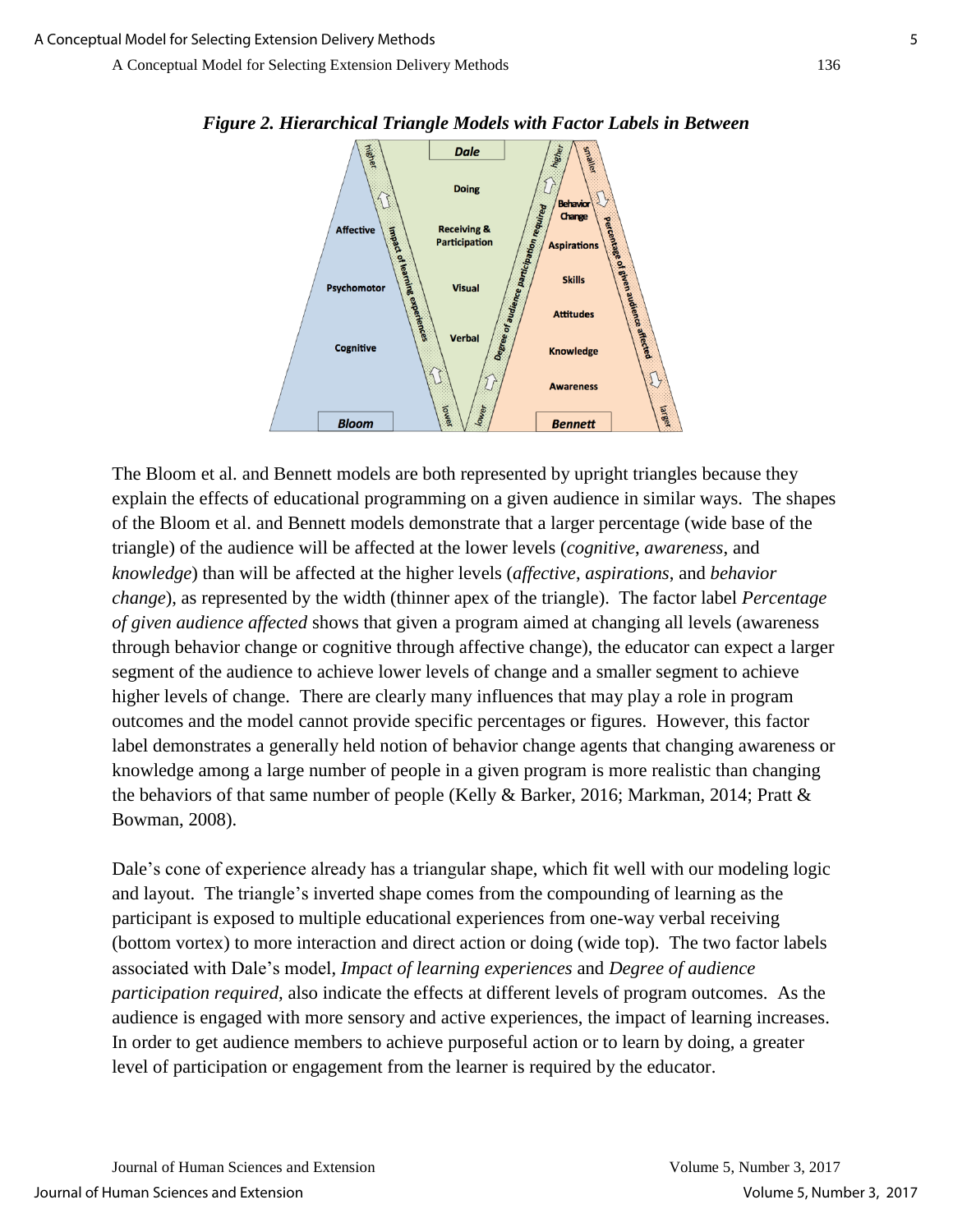***Figure 2. Hierarchical Triangle Models with Factor Labels in Between***

The Bloom et al. and Bennett models are both represented by upright triangles because they explain the effects of educational programming on a given audience in similar ways. The shapes of the Bloom et al. and Bennett models demonstrate that a larger percentage (wide base of the triangle) of the audience will be affected at the lower levels (*cognitive*, *awareness*, and *knowledge*) than will be affected at the higher levels (*affective*, *aspirations*, and *behavior change*), as represented by the width (thinner apex of the triangle). The factor label *Percentage of given audience affected* shows that given a program aimed at changing all levels (awareness through behavior change or cognitive through affective change), the educator can expect a larger segment of the audience to achieve lower levels of change and a smaller segment to achieve higher levels of change. There are clearly many influences that may play a role in program outcomes and the model cannot provide specific percentages or figures. However, this factor label demonstrates a generally held notion of behavior change agents that changing awareness or knowledge among a large number of people in a given program is more realistic than changing the behaviors of that same number of people (Kelly & Barker, 2016; Markman, 2014; Pratt & Bowman, 2008).

Dale's cone of experience already has a triangular shape, which fit well with our modeling logic and layout. The triangle's inverted shape comes from the compounding of learning as the participant is exposed to multiple educational experiences from one-way verbal receiving (bottom vortex) to more interaction and direct action or doing (wide top). The two factor labels associated with Dale's model, *Impact of learning experiences* and *Degree of audience participation required,* also indicate the effects at different levels of program outcomes. As the audience is engaged with more sensory and active experiences, the impact of learning increases. In order to get audience members to achieve purposeful action or to learn by doing, a greater level of participation or engagement from the learner is required by the educator.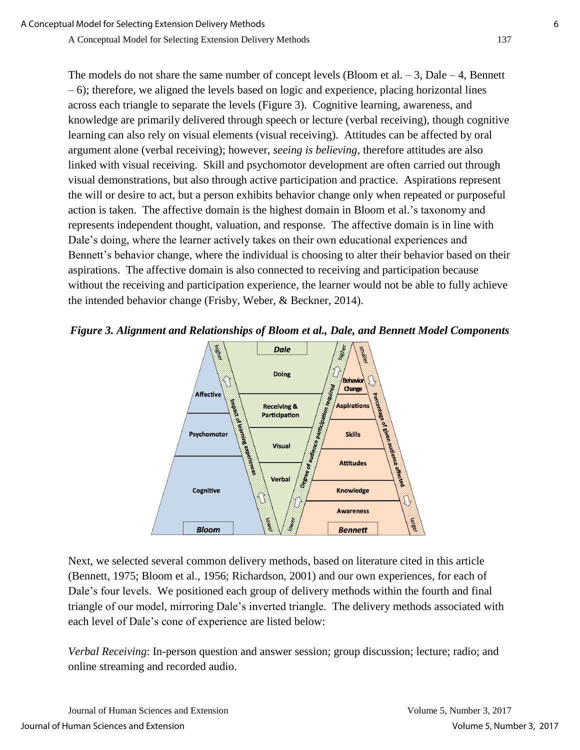The models do not share the same number of concept levels (Bloom et al. – 3, Dale – 4, Bennett – 6); therefore, we aligned the levels based on logic and experience, placing horizontal lines across each triangle to separate the levels (Figure 3). Cognitive learning, awareness, and knowledge are primarily delivered through speech or lecture (verbal receiving), though cognitive learning can also rely on visual elements (visual receiving). Attitudes can be affected by oral argument alone (verbal receiving); however, *seeing is believing*, therefore attitudes are also linked with visual receiving. Skill and psychomotor development are often carried out through visual demonstrations, but also through active participation and practice. Aspirations represent the will or desire to act, but a person exhibits behavior change only when repeated or purposeful action is taken. The affective domain is the highest domain in Bloom et al.'s taxonomy and represents independent thought, valuation, and response. The affective domain is in line with Dale's doing, where the learner actively takes on their own educational experiences and Bennett's behavior change, where the individual is choosing to alter their behavior based on their aspirations. The affective domain is also connected to receiving and participation because without the receiving and participation experience, the learner would not be able to fully achieve the intended behavior change (Frisby, Weber, & Beckner, 2014).

***Figure 3. Alignment and Relationships of Bloom et al., Dale, and Bennett Model Components***

Next, we selected several common delivery methods, based on literature cited in this article (Bennett, 1975; Bloom et al., 1956; Richardson, 2001) and our own experiences, for each of Dale's four levels. We positioned each group of delivery methods within the fourth and final triangle of our model, mirroring Dale's inverted triangle. The delivery methods associated with each level of Dale's cone of experience are listed below:

*Verbal Receiving*: In-person question and answer session; group discussion; lecture; radio; and online streaming and recorded audio.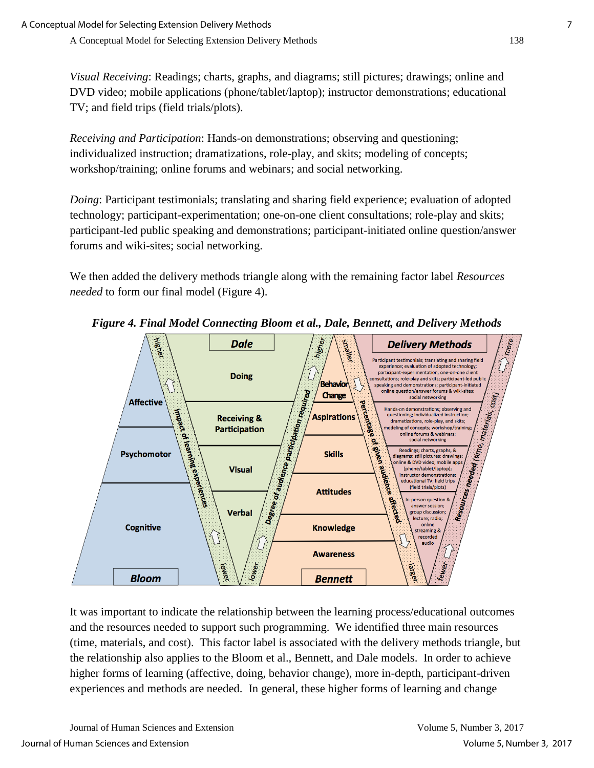*Visual Receiving*: Readings; charts, graphs, and diagrams; still pictures; drawings; online and DVD video; mobile applications (phone/tablet/laptop); instructor demonstrations; educational TV; and field trips (field trials/plots).

*Receiving and Participation*: Hands-on demonstrations; observing and questioning; individualized instruction; dramatizations, role-play, and skits; modeling of concepts; workshop/training; online forums and webinars; and social networking.

*Doing*: Participant testimonials; translating and sharing field experience; evaluation of adopted technology; participant-experimentation; one-on-one client consultations; role-play and skits; participant-led public speaking and demonstrations; participant-initiated online question/answer forums and wiki-sites; social networking.

We then added the delivery methods triangle along with the remaining factor label *Resources needed* to form our final model (Figure 4).

***Figure 4. Final Model Connecting Bloom et al., Dale, Bennett, and Delivery Methods***

It was important to indicate the relationship between the learning process/educational outcomes and the resources needed to support such programming. We identified three main resources (time, materials, and cost). This factor label is associated with the delivery methods triangle, but the relationship also applies to the Bloom et al., Bennett, and Dale models. In order to achieve higher forms of learning (affective, doing, behavior change), more in-depth, participant-driven experiences and methods are needed. In general, these higher forms of learning and change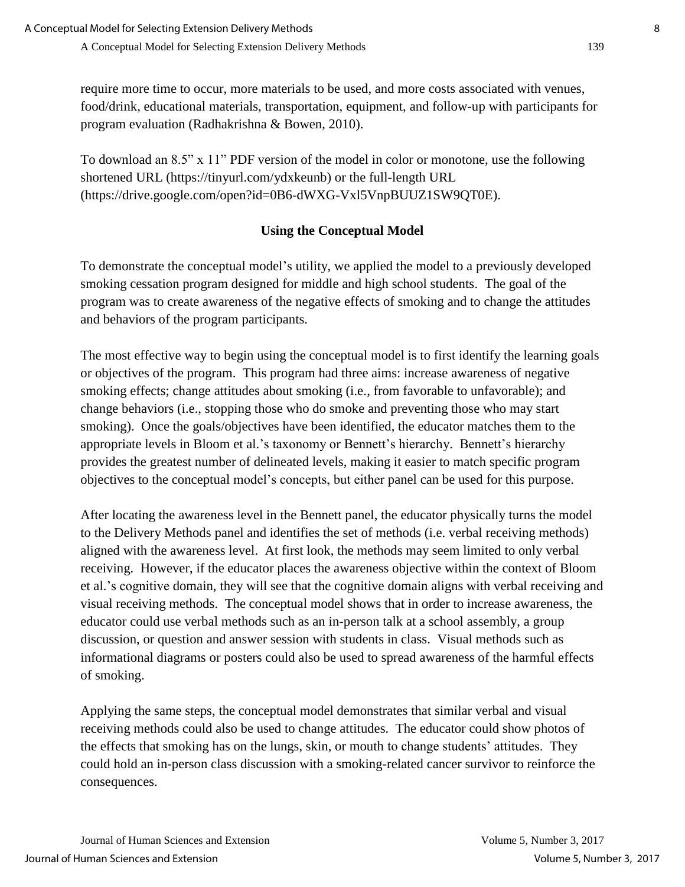require more time to occur, more materials to be used, and more costs associated with venues, food/drink, educational materials, transportation, equipment, and follow-up with participants for program evaluation (Radhakrishna & Bowen, 2010).

To download an 8.5" x 11" PDF version of the model in color or monotone, use the following shortened URL (https://tinyurl.com/ydxkeunb) or the full-length URL (https://drive.google.com/open?id=0B6-dWXG-Vxl5VnpBUUZ1SW9QT0E).

## Using the Conceptual Model

To demonstrate the conceptual model's utility, we applied the model to a previously developed smoking cessation program designed for middle and high school students. The goal of the program was to create awareness of the negative effects of smoking and to change the attitudes and behaviors of the program participants.

The most effective way to begin using the conceptual model is to first identify the learning goals or objectives of the program. This program had three aims: increase awareness of negative smoking effects; change attitudes about smoking (i.e., from favorable to unfavorable); and change behaviors (i.e., stopping those who do smoke and preventing those who may start smoking). Once the goals/objectives have been identified, the educator matches them to the appropriate levels in Bloom et al.'s taxonomy or Bennett's hierarchy. Bennett's hierarchy provides the greatest number of delineated levels, making it easier to match specific program objectives to the conceptual model's concepts, but either panel can be used for this purpose.

After locating the awareness level in the Bennett panel, the educator physically turns the model to the Delivery Methods panel and identifies the set of methods (i.e. verbal receiving methods) aligned with the awareness level. At first look, the methods may seem limited to only verbal receiving. However, if the educator places the awareness objective within the context of Bloom et al.'s cognitive domain, they will see that the cognitive domain aligns with verbal receiving and visual receiving methods. The conceptual model shows that in order to increase awareness, the educator could use verbal methods such as an in-person talk at a school assembly, a group discussion, or question and answer session with students in class. Visual methods such as informational diagrams or posters could also be used to spread awareness of the harmful effects of smoking.

Applying the same steps, the conceptual model demonstrates that similar verbal and visual receiving methods could also be used to change attitudes. The educator could show photos of the effects that smoking has on the lungs, skin, or mouth to change students' attitudes. They could hold an in-person class discussion with a smoking-related cancer survivor to reinforce the consequences.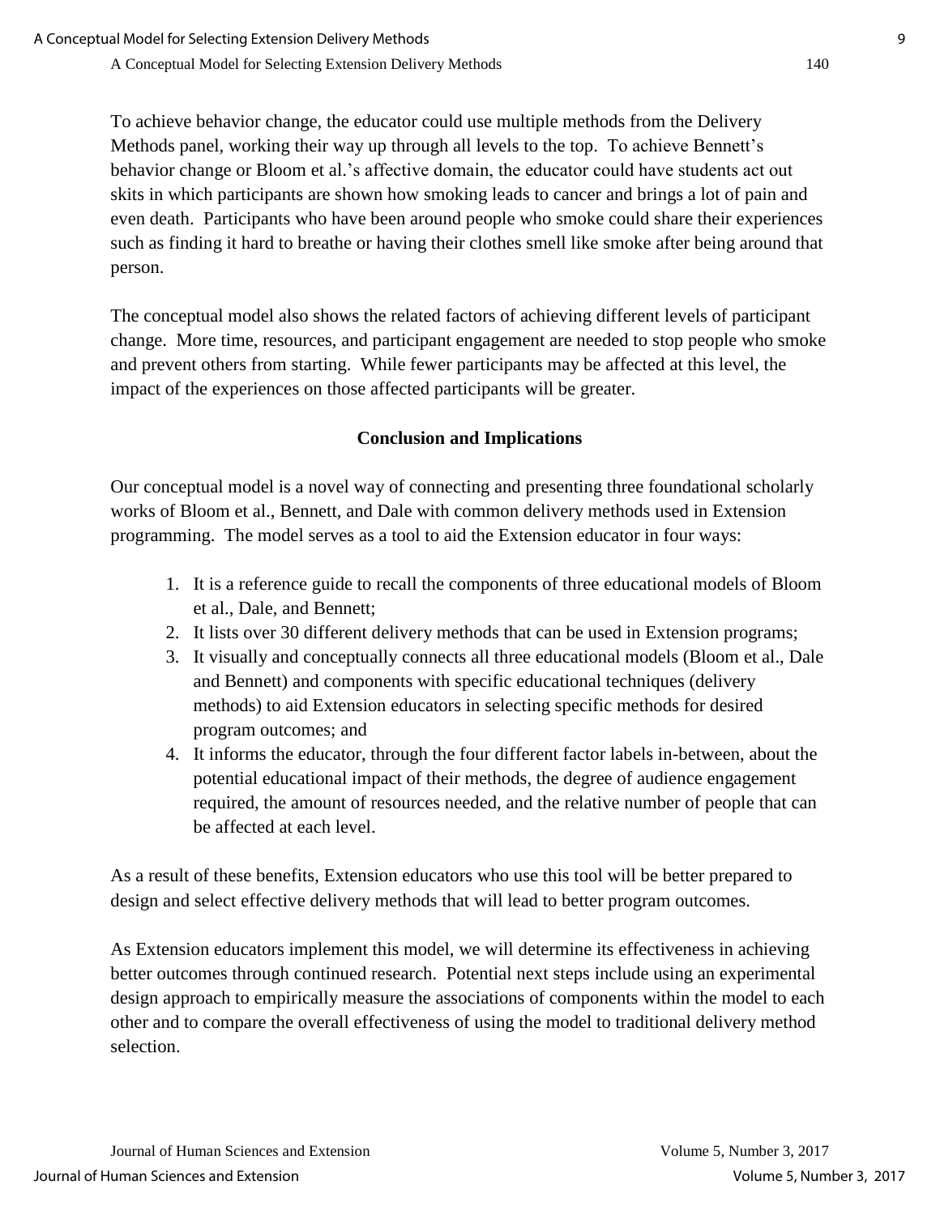To achieve behavior change, the educator could use multiple methods from the Delivery Methods panel, working their way up through all levels to the top. To achieve Bennett's behavior change or Bloom et al.'s affective domain, the educator could have students act out skits in which participants are shown how smoking leads to cancer and brings a lot of pain and even death. Participants who have been around people who smoke could share their experiences such as finding it hard to breathe or having their clothes smell like smoke after being around that person.

The conceptual model also shows the related factors of achieving different levels of participant change. More time, resources, and participant engagement are needed to stop people who smoke and prevent others from starting. While fewer participants may be affected at this level, the impact of the experiences on those affected participants will be greater.

## Conclusion and Implications

Our conceptual model is a novel way of connecting and presenting three foundational scholarly works of Bloom et al., Bennett, and Dale with common delivery methods used in Extension programming. The model serves as a tool to aid the Extension educator in four ways:

1. It is a reference guide to recall the components of three educational models of Bloom et al., Dale, and Bennett;
2. It lists over 30 different delivery methods that can be used in Extension programs;
3. It visually and conceptually connects all three educational models (Bloom et al., Dale and Bennett) and components with specific educational techniques (delivery methods) to aid Extension educators in selecting specific methods for desired program outcomes; and
4. It informs the educator, through the four different factor labels in-between, about the potential educational impact of their methods, the degree of audience engagement required, the amount of resources needed, and the relative number of people that can be affected at each level.

As a result of these benefits, Extension educators who use this tool will be better prepared to design and select effective delivery methods that will lead to better program outcomes.

As Extension educators implement this model, we will determine its effectiveness in achieving better outcomes through continued research. Potential next steps include using an experimental design approach to empirically measure the associations of components within the model to each other and to compare the overall effectiveness of using the model to traditional delivery method selection.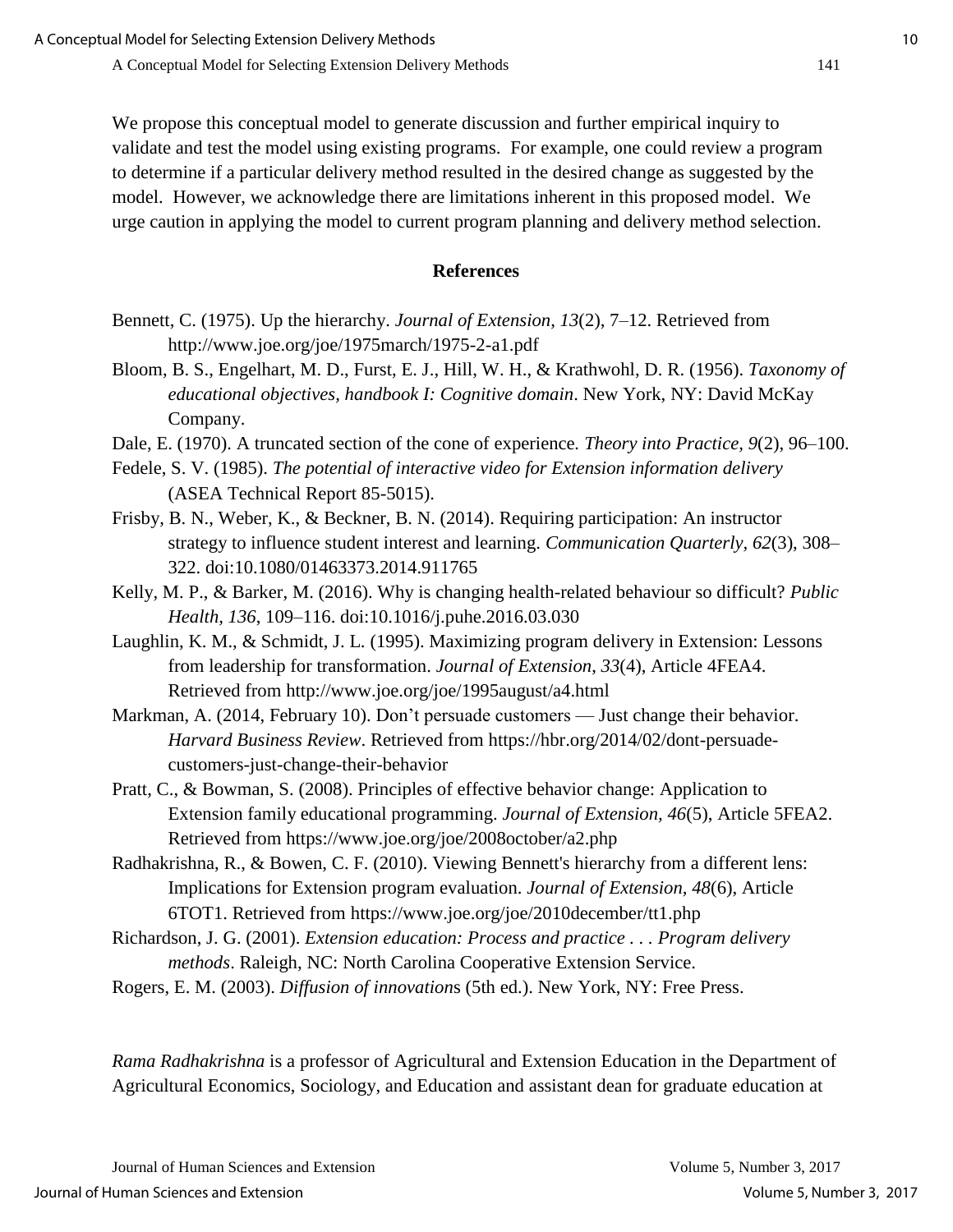We propose this conceptual model to generate discussion and further empirical inquiry to validate and test the model using existing programs. For example, one could review a program to determine if a particular delivery method resulted in the desired change as suggested by the model. However, we acknowledge there are limitations inherent in this proposed model. We urge caution in applying the model to current program planning and delivery method selection.

## References

Bennett, C. (1975). Up the hierarchy. *Journal of Extension, 13*(2), 7–12. Retrieved from http://www.joe.org/joe/1975march/1975-2-a1.pdf

Bloom, B. S., Engelhart, M. D., Furst, E. J., Hill, W. H., & Krathwohl, D. R. (1956). *Taxonomy of educational objectives, handbook I: Cognitive domain*. New York, NY: David McKay Company.

Dale, E. (1970). A truncated section of the cone of experience. *Theory into Practice, 9*(2), 96–100.

Fedele, S. V. (1985). *The potential of interactive video for Extension information delivery* (ASEA Technical Report 85-5015).

Frisby, B. N., Weber, K., & Beckner, B. N. (2014). Requiring participation: An instructor strategy to influence student interest and learning. *Communication Quarterly, 62*(3), 308–322. doi:10.1080/01463373.2014.911765

Kelly, M. P., & Barker, M. (2016). Why is changing health-related behaviour so difficult? *Public Health, 136*, 109–116. doi:10.1016/j.puhe.2016.03.030

Laughlin, K. M., & Schmidt, J. L. (1995). Maximizing program delivery in Extension: Lessons from leadership for transformation. *Journal of Extension*, *33*(4), Article 4FEA4. Retrieved from http://www.joe.org/joe/1995august/a4.html

Markman, A. (2014, February 10). Don't persuade customers — Just change their behavior. *Harvard Business Review*. Retrieved from https://hbr.org/2014/02/dont-persuade-customers-just-change-their-behavior

Pratt, C., & Bowman, S. (2008). Principles of effective behavior change: Application to Extension family educational programming. *Journal of Extension, 46*(5), Article 5FEA2. Retrieved from https://www.joe.org/joe/2008october/a2.php

Radhakrishna, R., & Bowen, C. F. (2010). Viewing Bennett's hierarchy from a different lens: Implications for Extension program evaluation. *Journal of Extension, 48*(6), Article 6TOT1. Retrieved from https://www.joe.org/joe/2010december/tt1.php

Richardson, J. G. (2001). *Extension education: Process and practice . . . Program delivery methods*. Raleigh, NC: North Carolina Cooperative Extension Service.

Rogers, E. M. (2003). *Diffusion of innovations* (5th ed.). New York, NY: Free Press.

*Rama Radhakrishna* is a professor of Agricultural and Extension Education in the Department of Agricultural Economics, Sociology, and Education and assistant dean for graduate education at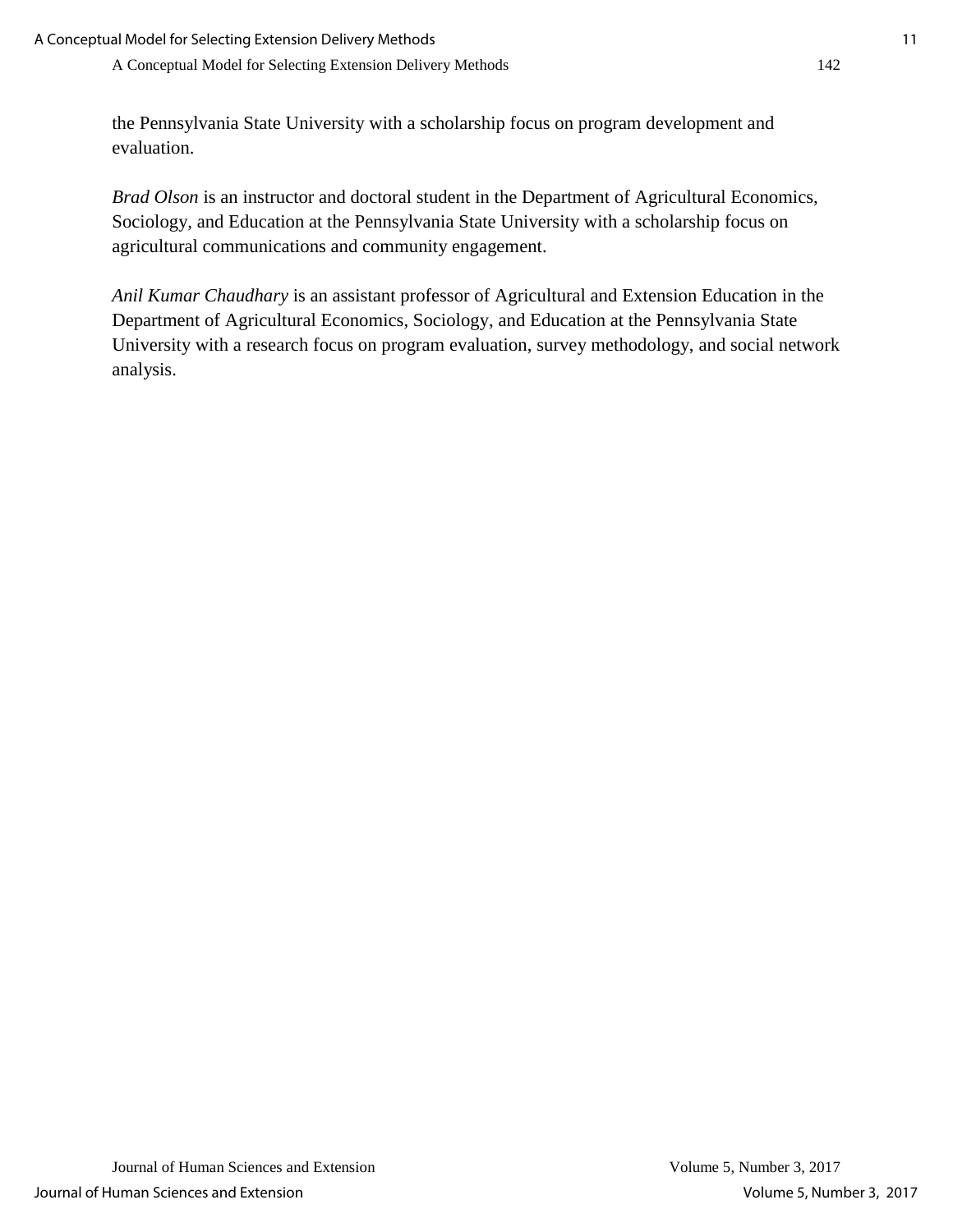the Pennsylvania State University with a scholarship focus on program development and evaluation.

*Brad Olson* is an instructor and doctoral student in the Department of Agricultural Economics, Sociology, and Education at the Pennsylvania State University with a scholarship focus on agricultural communications and community engagement.

*Anil Kumar Chaudhary* is an assistant professor of Agricultural and Extension Education in the Department of Agricultural Economics, Sociology, and Education at the Pennsylvania State University with a research focus on program evaluation, survey methodology, and social network analysis.